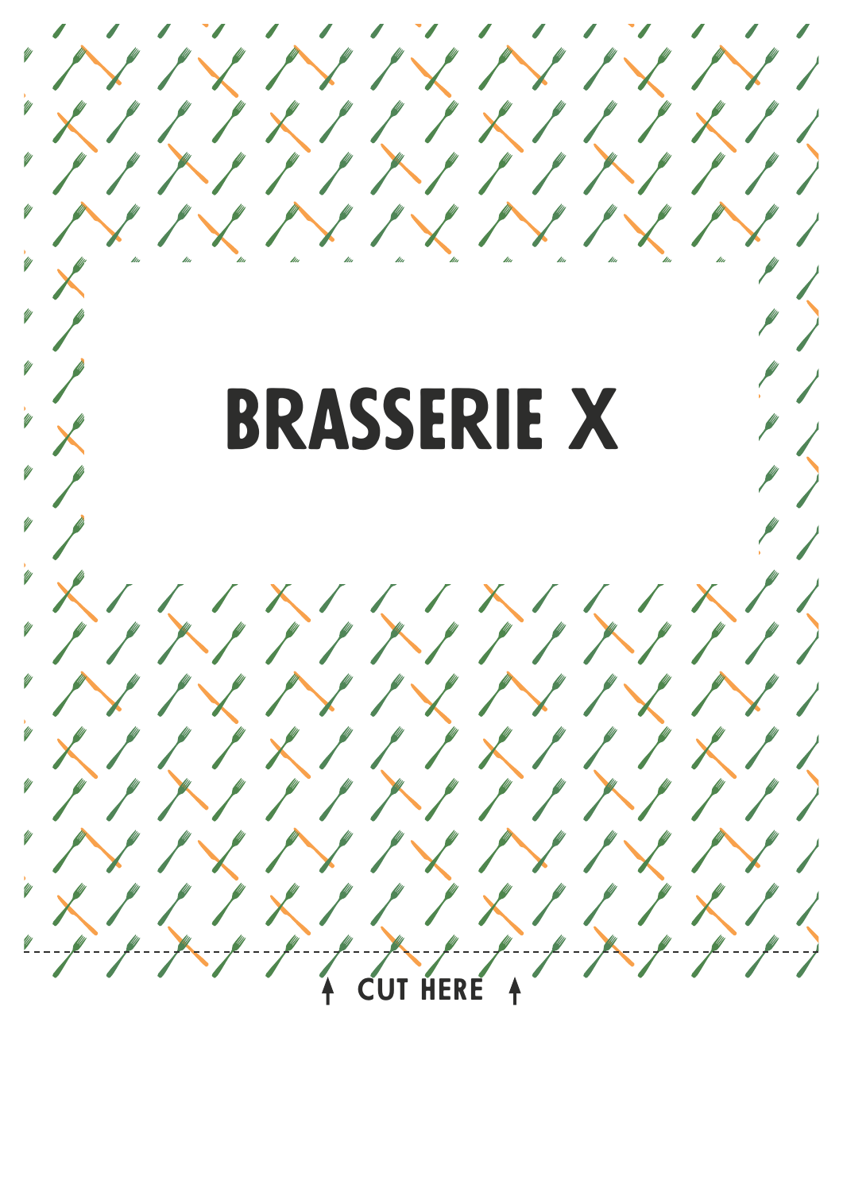# BRASSERIE X

↑ CUT HERE ↑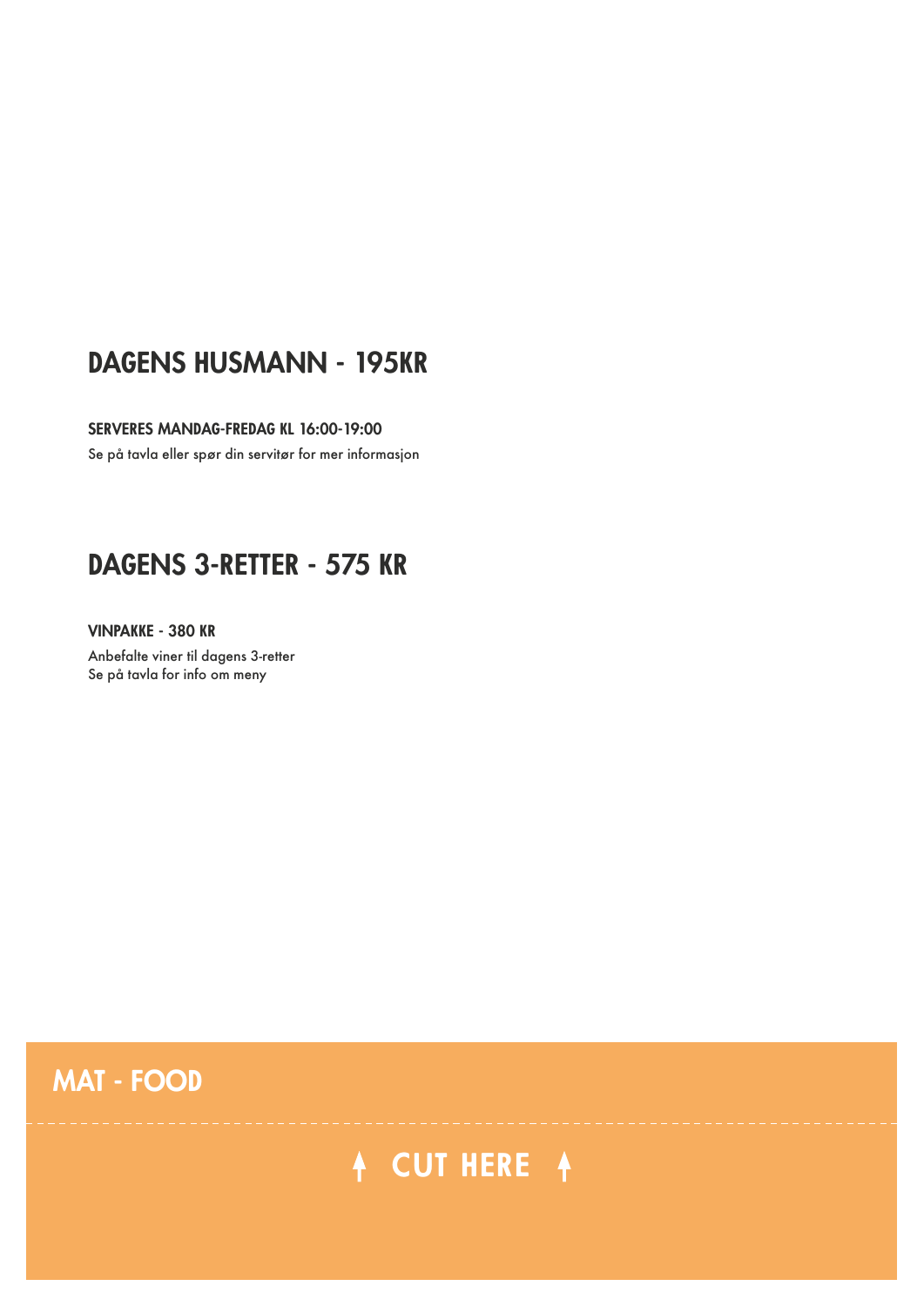## DAGENS HUSMANN - 195KR

**SERVERES MANDAG-FREDAG KL 16:00-19:00**

Se på tavla eller spør din servitør for mer informasjon

## DAGENS 3-RETTER - 575 KR

**VINPAKKE - 380 KR**

Anbefalte viner til dagens 3-retter
Se på tavla for info om meny

**MAT - FOOD**

CUT HERE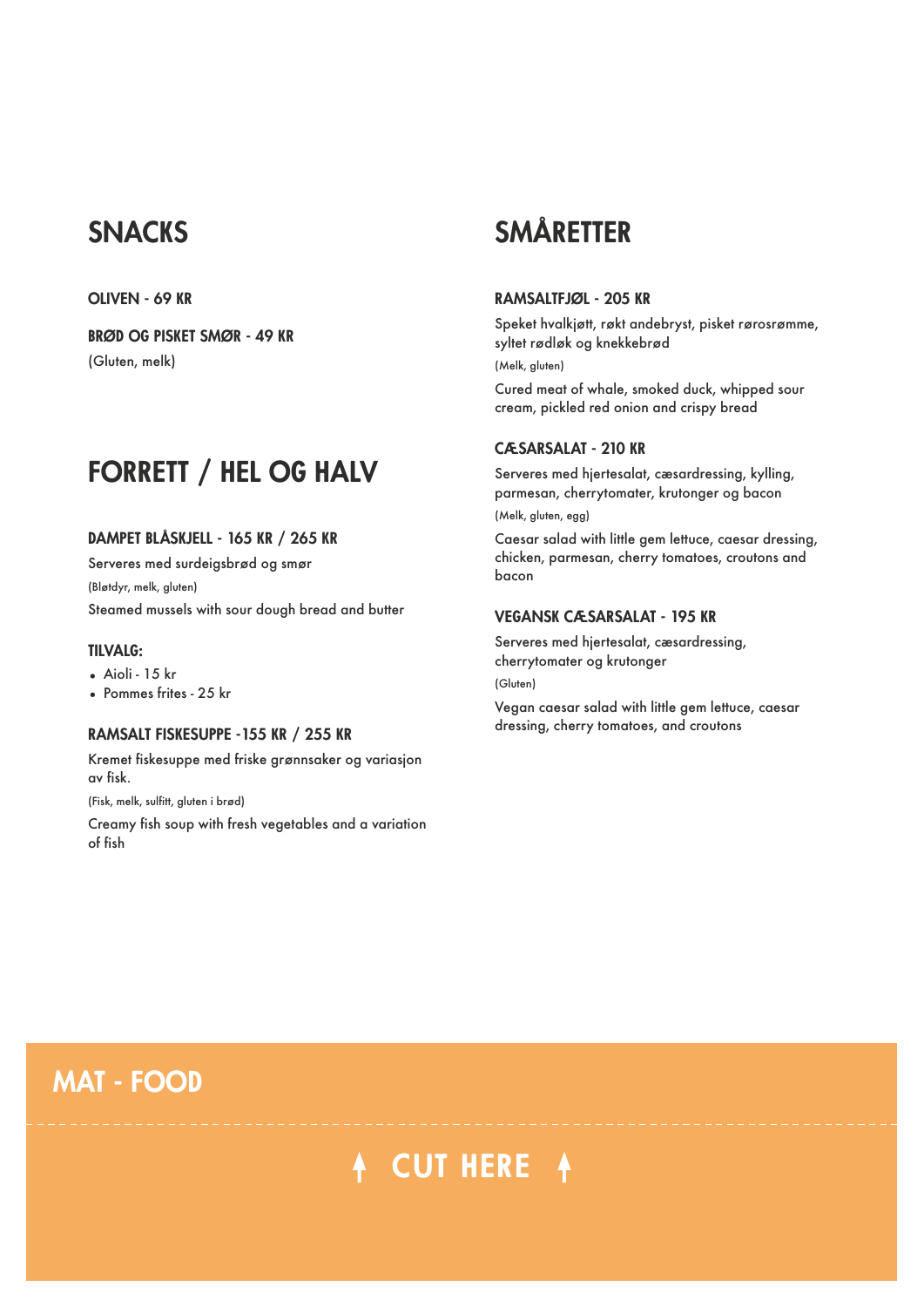## SNACKS

**OLIVEN - 69 KR**

**BRØD OG PISKET SMØR - 49 KR**

(Gluten, melk)

## FORRETT / HEL OG HALV

**DAMPET BLÅSKJELL - 165 KR / 265 KR**

Serveres med surdeigsbrød og smør

(Bløtdyr, melk, gluten)

Steamed mussels with sour dough bread and butter

**TILVALG:**

- Aioli - 15 kr
- Pommes frites - 25 kr

**RAMSALT FISKESUPPE -155 KR / 255 KR**

Kremet fiskesuppe med friske grønnsaker og variasjon av fisk.

(Fisk, melk, sulfitt, gluten i brød)

Creamy fish soup with fresh vegetables and a variation of fish

## SMÅRETTER

**RAMSALTFJØL - 205 KR**

Speket hvalkjøtt, røkt andebryst, pisket rørosrømme, syltet rødløk og knekkebrød

(Melk, gluten)

Cured meat of whale, smoked duck, whipped sour cream, pickled red onion and crispy bread

**CÆSARSALAT - 210 KR**

Serveres med hjertesalat, cæsardressing, kylling, parmesan, cherrytomater, krutonger og bacon

(Melk, gluten, egg)

Caesar salad with little gem lettuce, caesar dressing, chicken, parmesan, cherry tomatoes, croutons and bacon

**VEGANSK CÆSARSALAT - 195 KR**

Serveres med hjertesalat, cæsardressing, cherrytomater og krutonger

(Gluten)

Vegan caesar salad with little gem lettuce, caesar dressing, cherry tomatoes, and croutons

## MAT - FOOD

CUT HERE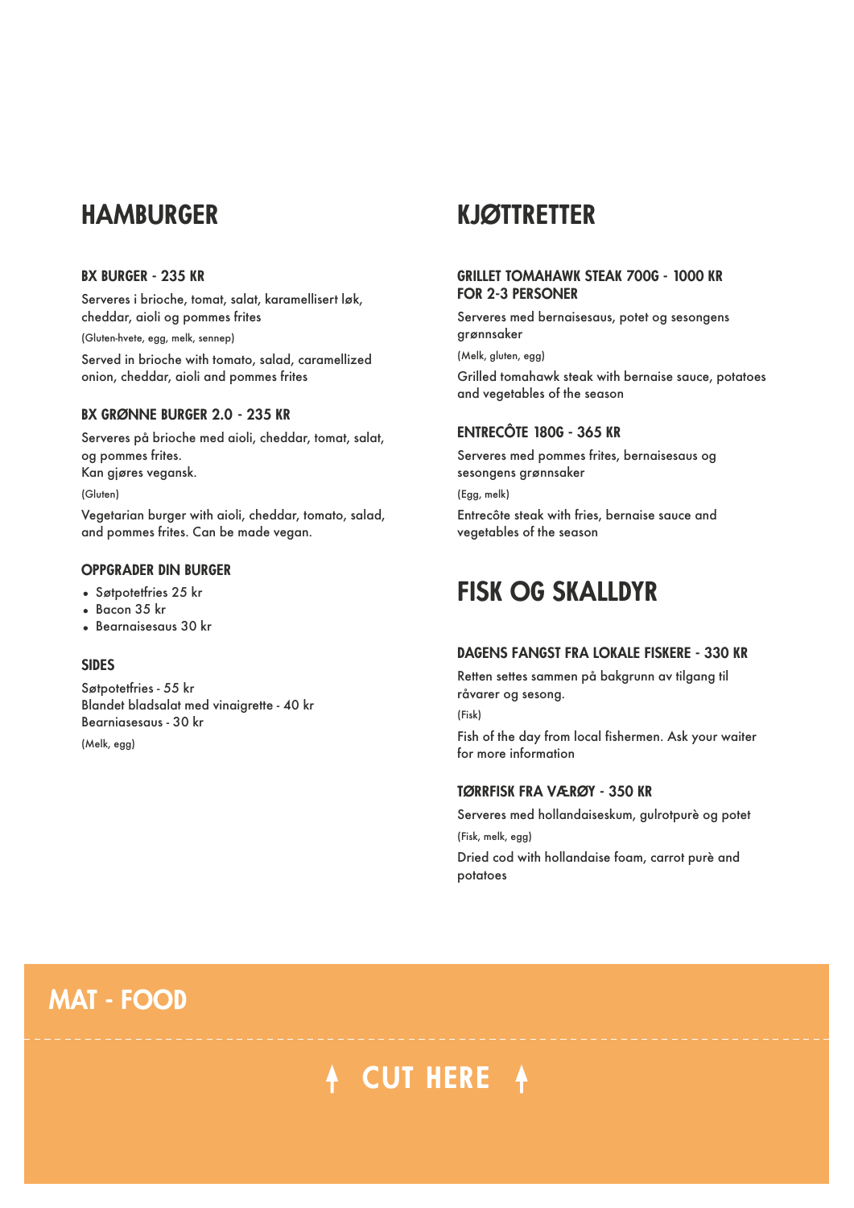# HAMBURGER

### BX BURGER - 235 KR

Serveres i brioche, tomat, salat, karamellisert løk, cheddar, aioli og pommes frites

(Gluten-hvete, egg, melk, sennep)

Served in brioche with tomato, salad, caramellized onion, cheddar, aioli and pommes frites

### BX GRØNNE BURGER 2.0 - 235 KR

Serveres på brioche med aioli, cheddar, tomat, salat, og pommes frites.
Kan gjøres vegansk.

(Gluten)

Vegetarian burger with aioli, cheddar, tomato, salad, and pommes frites. Can be made vegan.

### OPPGRADER DIN BURGER

- Søtpotetfries 25 kr
- Bacon 35 kr
- Bearnaisesaus 30 kr

### SIDES

Søtpotetfries - 55 kr
Blandet bladsalat med vinaigrette - 40 kr
Bearniasesaus - 30 kr

(Melk, egg)

# KJØTTRETTER

### GRILLET TOMAHAWK STEAK 700G - 1000 KR FOR 2-3 PERSONER

Serveres med bernaisesaus, potet og sesongens grønnsaker

(Melk, gluten, egg)

Grilled tomahawk steak with bernaise sauce, potatoes and vegetables of the season

### ENTRECÔTE 180G - 365 KR

Serveres med pommes frites, bernaisesaus og sesongens grønnsaker

(Egg, melk)

Entrecôte steak with fries, bernaise sauce and vegetables of the season

# FISK OG SKALLDYR

### DAGENS FANGST FRA LOKALE FISKERE - 330 KR

Retten settes sammen på bakgrunn av tilgang til råvarer og sesong.

(Fisk)

Fish of the day from local fishermen. Ask your waiter for more information

### TØRRFISK FRA VÆRØY - 350 KR

Serveres med hollandaiseskum, gulrotpurè og potet

(Fisk, melk, egg)

Dried cod with hollandaise foam, carrot purè and potatoes

## MAT - FOOD

CUT HERE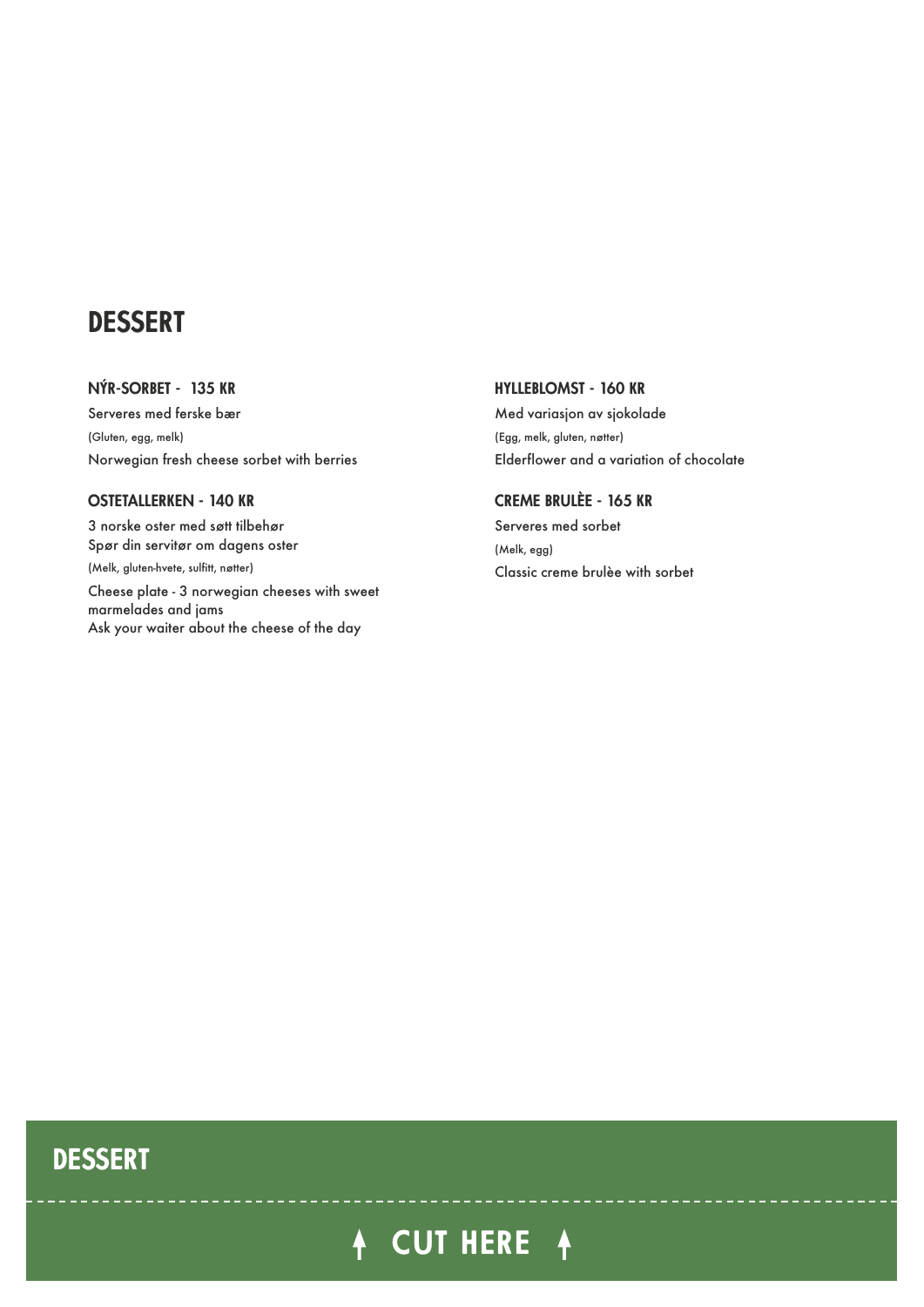# DESSERT

### NÝR-SORBET - 135 KR

Serveres med ferske bær

(Gluten, egg, melk)

Norwegian fresh cheese sorbet with berries

### OSTETALLERKEN - 140 KR

3 norske oster med søtt tilbehør
Spør din servitør om dagens oster

(Melk, gluten-hvete, sulfitt, nøtter)

Cheese plate - 3 norwegian cheeses with sweet marmelades and jams
Ask your waiter about the cheese of the day

### HYLLEBLOMST - 160 KR

Med variasjon av sjokolade

(Egg, melk, gluten, nøtter)

Elderflower and a variation of chocolate

### CREME BRULÈE - 165 KR

Serveres med sorbet

(Melk, egg)

Classic creme brulèe with sorbet

## DESSERT

CUT HERE